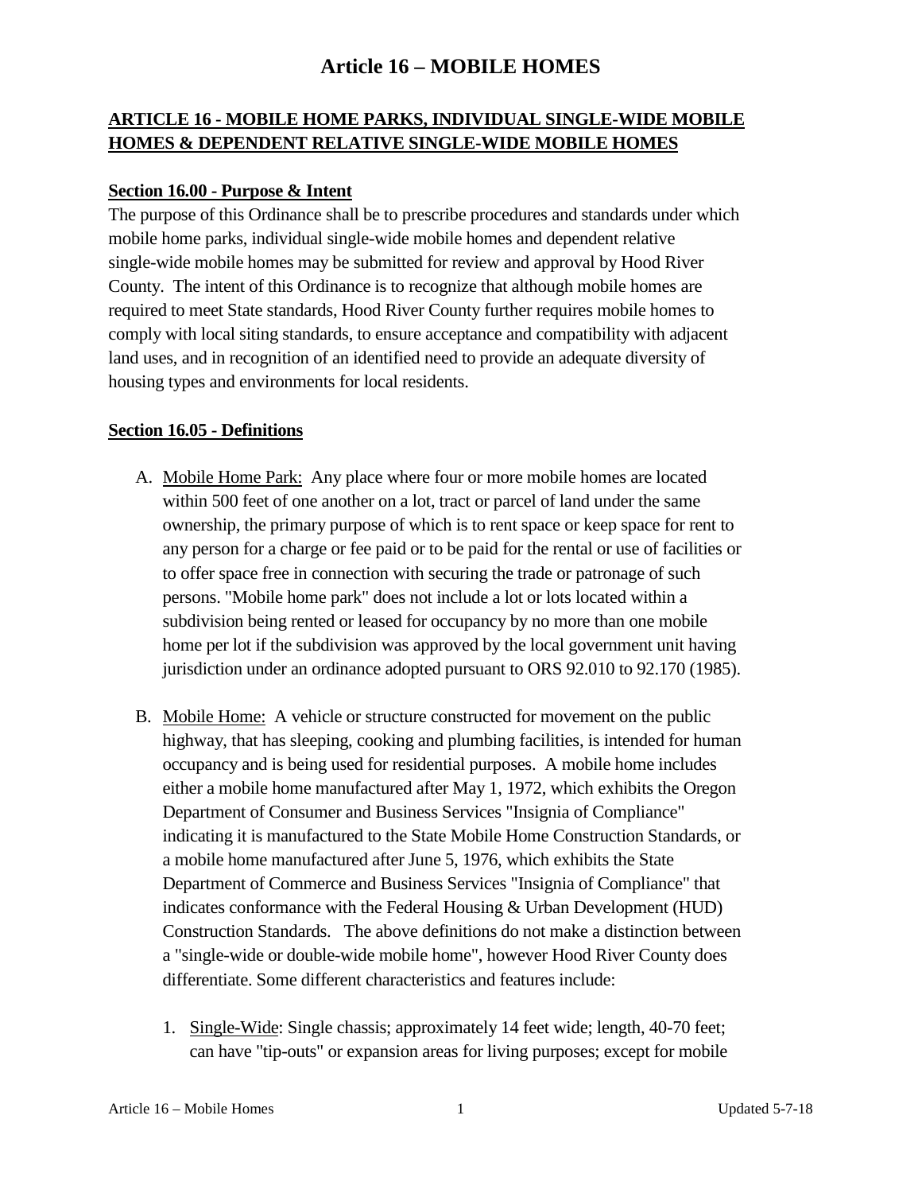# Article 16 – MOBILE HOMES

## ARTICLE 16 - MOBILE HOME PARKS, INDIVIDUAL SINGLE-WIDE MOBILE HOMES & DEPENDENT RELATIVE SINGLE-WIDE MOBILE HOMES

### Section 16.00 - Purpose & Intent

The purpose of this Ordinance shall be to prescribe procedures and standards under which mobile home parks, individual single-wide mobile homes and dependent relative single-wide mobile homes may be submitted for review and approval by Hood River County. The intent of this Ordinance is to recognize that although mobile homes are required to meet State standards, Hood River County further requires mobile homes to comply with local siting standards, to ensure acceptance and compatibility with adjacent land uses, and in recognition of an identified need to provide an adequate diversity of housing types and environments for local residents.

### Section 16.05 - Definitions

A. Mobile Home Park: Any place where four or more mobile homes are located within 500 feet of one another on a lot, tract or parcel of land under the same ownership, the primary purpose of which is to rent space or keep space for rent to any person for a charge or fee paid or to be paid for the rental or use of facilities or to offer space free in connection with securing the trade or patronage of such persons. "Mobile home park" does not include a lot or lots located within a subdivision being rented or leased for occupancy by no more than one mobile home per lot if the subdivision was approved by the local government unit having jurisdiction under an ordinance adopted pursuant to ORS 92.010 to 92.170 (1985).

B. Mobile Home: A vehicle or structure constructed for movement on the public highway, that has sleeping, cooking and plumbing facilities, is intended for human occupancy and is being used for residential purposes. A mobile home includes either a mobile home manufactured after May 1, 1972, which exhibits the Oregon Department of Consumer and Business Services "Insignia of Compliance" indicating it is manufactured to the State Mobile Home Construction Standards, or a mobile home manufactured after June 5, 1976, which exhibits the State Department of Commerce and Business Services "Insignia of Compliance" that indicates conformance with the Federal Housing & Urban Development (HUD) Construction Standards. The above definitions do not make a distinction between a "single-wide or double-wide mobile home", however Hood River County does differentiate. Some different characteristics and features include:

   1. Single-Wide: Single chassis; approximately 14 feet wide; length, 40-70 feet; can have "tip-outs" or expansion areas for living purposes; except for mobile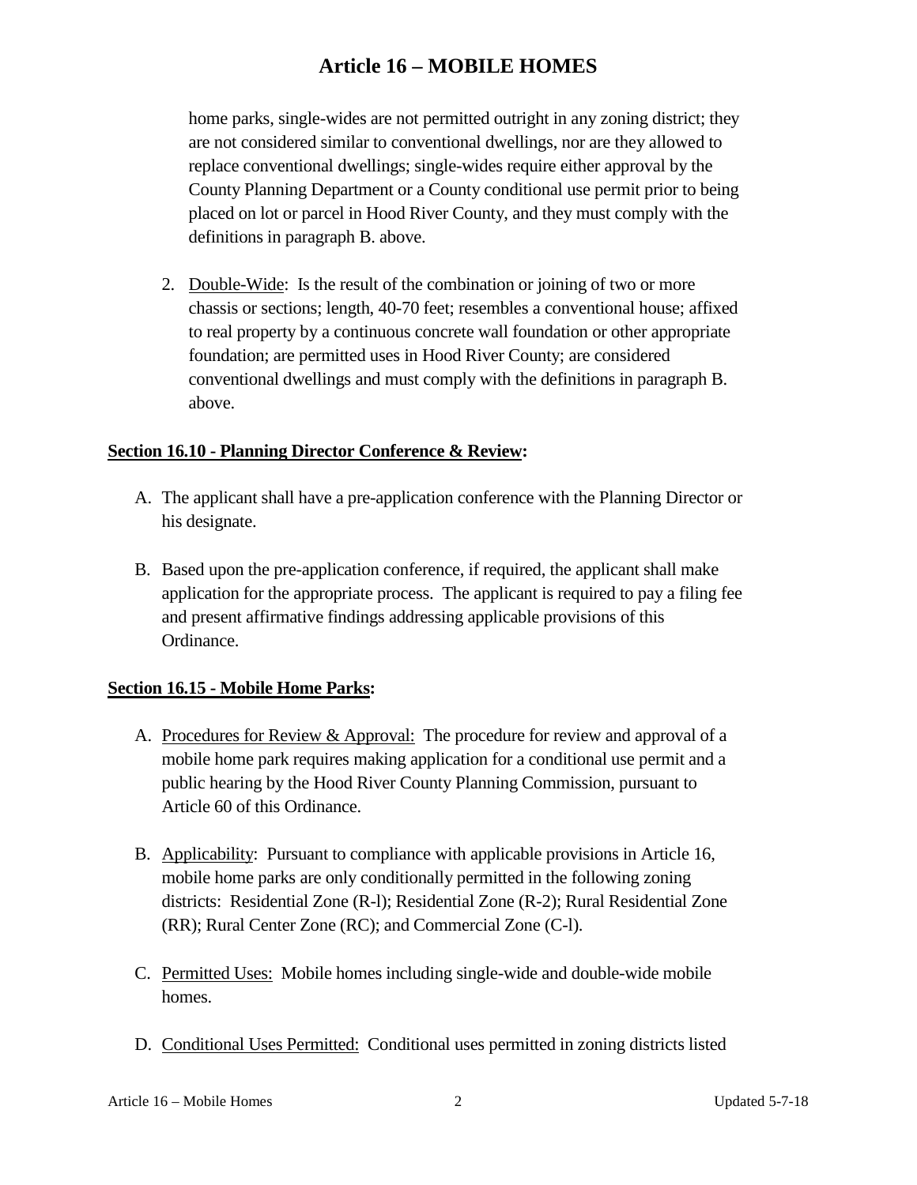home parks, single-wides are not permitted outright in any zoning district; they are not considered similar to conventional dwellings, nor are they allowed to replace conventional dwellings; single-wides require either approval by the County Planning Department or a County conditional use permit prior to being placed on lot or parcel in Hood River County, and they must comply with the definitions in paragraph B. above.

2. Double-Wide: Is the result of the combination or joining of two or more chassis or sections; length, 40-70 feet; resembles a conventional house; affixed to real property by a continuous concrete wall foundation or other appropriate foundation; are permitted uses in Hood River County; are considered conventional dwellings and must comply with the definitions in paragraph B. above.

**Section 16.10 - Planning Director Conference & Review:**

A. The applicant shall have a pre-application conference with the Planning Director or his designate.

B. Based upon the pre-application conference, if required, the applicant shall make application for the appropriate process. The applicant is required to pay a filing fee and present affirmative findings addressing applicable provisions of this Ordinance.

**Section 16.15 - Mobile Home Parks:**

A. Procedures for Review & Approval: The procedure for review and approval of a mobile home park requires making application for a conditional use permit and a public hearing by the Hood River County Planning Commission, pursuant to Article 60 of this Ordinance.

B. Applicability: Pursuant to compliance with applicable provisions in Article 16, mobile home parks are only conditionally permitted in the following zoning districts: Residential Zone (R-l); Residential Zone (R-2); Rural Residential Zone (RR); Rural Center Zone (RC); and Commercial Zone (C-l).

C. Permitted Uses: Mobile homes including single-wide and double-wide mobile homes.

D. Conditional Uses Permitted: Conditional uses permitted in zoning districts listed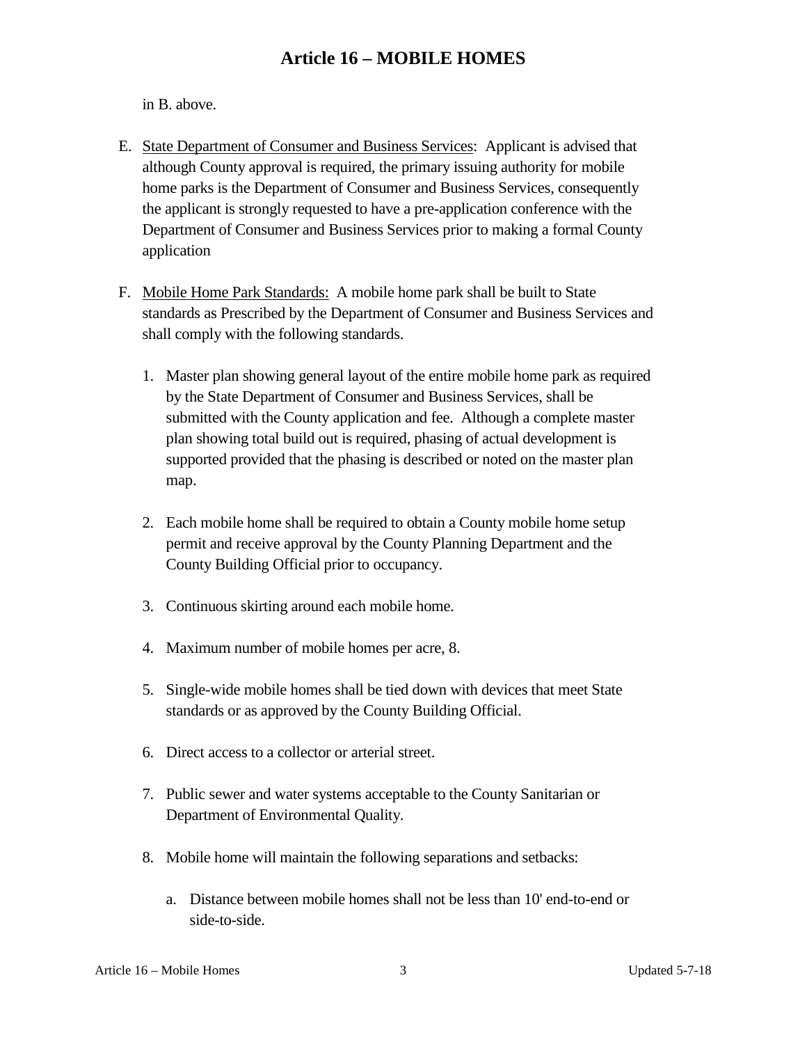in B. above.

E. State Department of Consumer and Business Services: Applicant is advised that although County approval is required, the primary issuing authority for mobile home parks is the Department of Consumer and Business Services, consequently the applicant is strongly requested to have a pre-application conference with the Department of Consumer and Business Services prior to making a formal County application

F. Mobile Home Park Standards: A mobile home park shall be built to State standards as Prescribed by the Department of Consumer and Business Services and shall comply with the following standards.

   1. Master plan showing general layout of the entire mobile home park as required by the State Department of Consumer and Business Services, shall be submitted with the County application and fee. Although a complete master plan showing total build out is required, phasing of actual development is supported provided that the phasing is described or noted on the master plan map.

   2. Each mobile home shall be required to obtain a County mobile home setup permit and receive approval by the County Planning Department and the County Building Official prior to occupancy.

   3. Continuous skirting around each mobile home.

   4. Maximum number of mobile homes per acre, 8.

   5. Single-wide mobile homes shall be tied down with devices that meet State standards or as approved by the County Building Official.

   6. Direct access to a collector or arterial street.

   7. Public sewer and water systems acceptable to the County Sanitarian or Department of Environmental Quality.

   8. Mobile home will maintain the following separations and setbacks:

      a. Distance between mobile homes shall not be less than 10' end-to-end or side-to-side.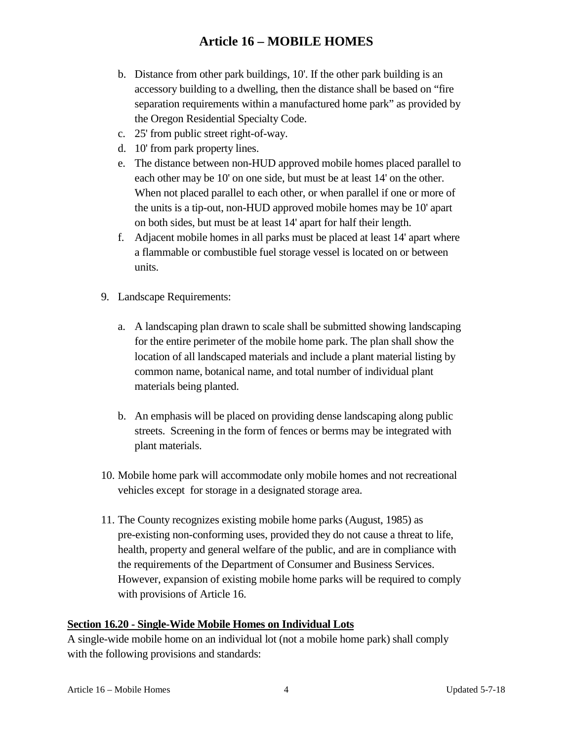b. Distance from other park buildings, 10'. If the other park building is an accessory building to a dwelling, then the distance shall be based on "fire separation requirements within a manufactured home park" as provided by the Oregon Residential Specialty Code.
c. 25' from public street right-of-way.
d. 10' from park property lines.
e. The distance between non-HUD approved mobile homes placed parallel to each other may be 10' on one side, but must be at least 14' on the other. When not placed parallel to each other, or when parallel if one or more of the units is a tip-out, non-HUD approved mobile homes may be 10' apart on both sides, but must be at least 14' apart for half their length.
f. Adjacent mobile homes in all parks must be placed at least 14' apart where a flammable or combustible fuel storage vessel is located on or between units.

9. Landscape Requirements:

   a. A landscaping plan drawn to scale shall be submitted showing landscaping for the entire perimeter of the mobile home park. The plan shall show the location of all landscaped materials and include a plant material listing by common name, botanical name, and total number of individual plant materials being planted.

   b. An emphasis will be placed on providing dense landscaping along public streets. Screening in the form of fences or berms may be integrated with plant materials.

10. Mobile home park will accommodate only mobile homes and not recreational vehicles except for storage in a designated storage area.

11. The County recognizes existing mobile home parks (August, 1985) as pre-existing non-conforming uses, provided they do not cause a threat to life, health, property and general welfare of the public, and are in compliance with the requirements of the Department of Consumer and Business Services. However, expansion of existing mobile home parks will be required to comply with provisions of Article 16.

## Section 16.20 - Single-Wide Mobile Homes on Individual Lots

A single-wide mobile home on an individual lot (not a mobile home park) shall comply with the following provisions and standards: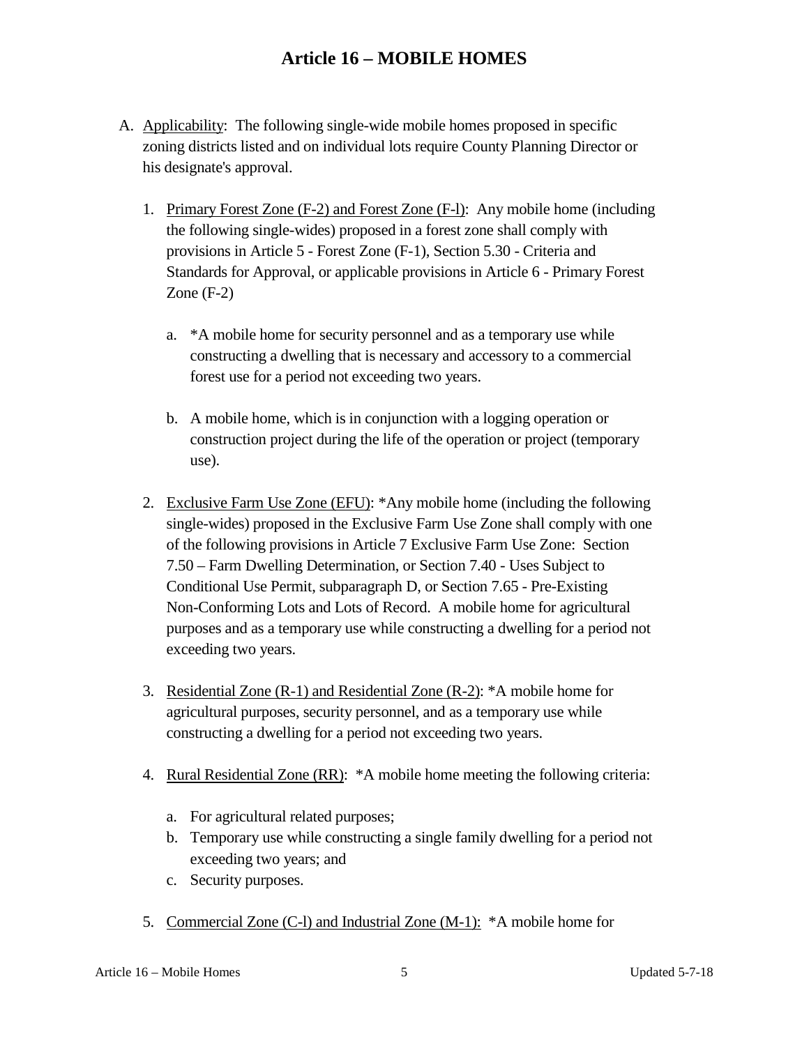# Article 16 – MOBILE HOMES

A. Applicability: The following single-wide mobile homes proposed in specific zoning districts listed and on individual lots require County Planning Director or his designate's approval.

   1. Primary Forest Zone (F-2) and Forest Zone (F-l): Any mobile home (including the following single-wides) proposed in a forest zone shall comply with provisions in Article 5 - Forest Zone (F-1), Section 5.30 - Criteria and Standards for Approval, or applicable provisions in Article 6 - Primary Forest Zone (F-2)

      a. *A mobile home for security personnel and as a temporary use while constructing a dwelling that is necessary and accessory to a commercial forest use for a period not exceeding two years.

      b. A mobile home, which is in conjunction with a logging operation or construction project during the life of the operation or project (temporary use).

   2. Exclusive Farm Use Zone (EFU): *Any mobile home (including the following single-wides) proposed in the Exclusive Farm Use Zone shall comply with one of the following provisions in Article 7 Exclusive Farm Use Zone: Section 7.50 – Farm Dwelling Determination, or Section 7.40 - Uses Subject to Conditional Use Permit, subparagraph D, or Section 7.65 - Pre-Existing Non-Conforming Lots and Lots of Record. A mobile home for agricultural purposes and as a temporary use while constructing a dwelling for a period not exceeding two years.

   3. Residential Zone (R-1) and Residential Zone (R-2): *A mobile home for agricultural purposes, security personnel, and as a temporary use while constructing a dwelling for a period not exceeding two years.

   4. Rural Residential Zone (RR): *A mobile home meeting the following criteria:

      a. For agricultural related purposes;
      b. Temporary use while constructing a single family dwelling for a period not exceeding two years; and
      c. Security purposes.

   5. Commercial Zone (C-l) and Industrial Zone (M-1): *A mobile home for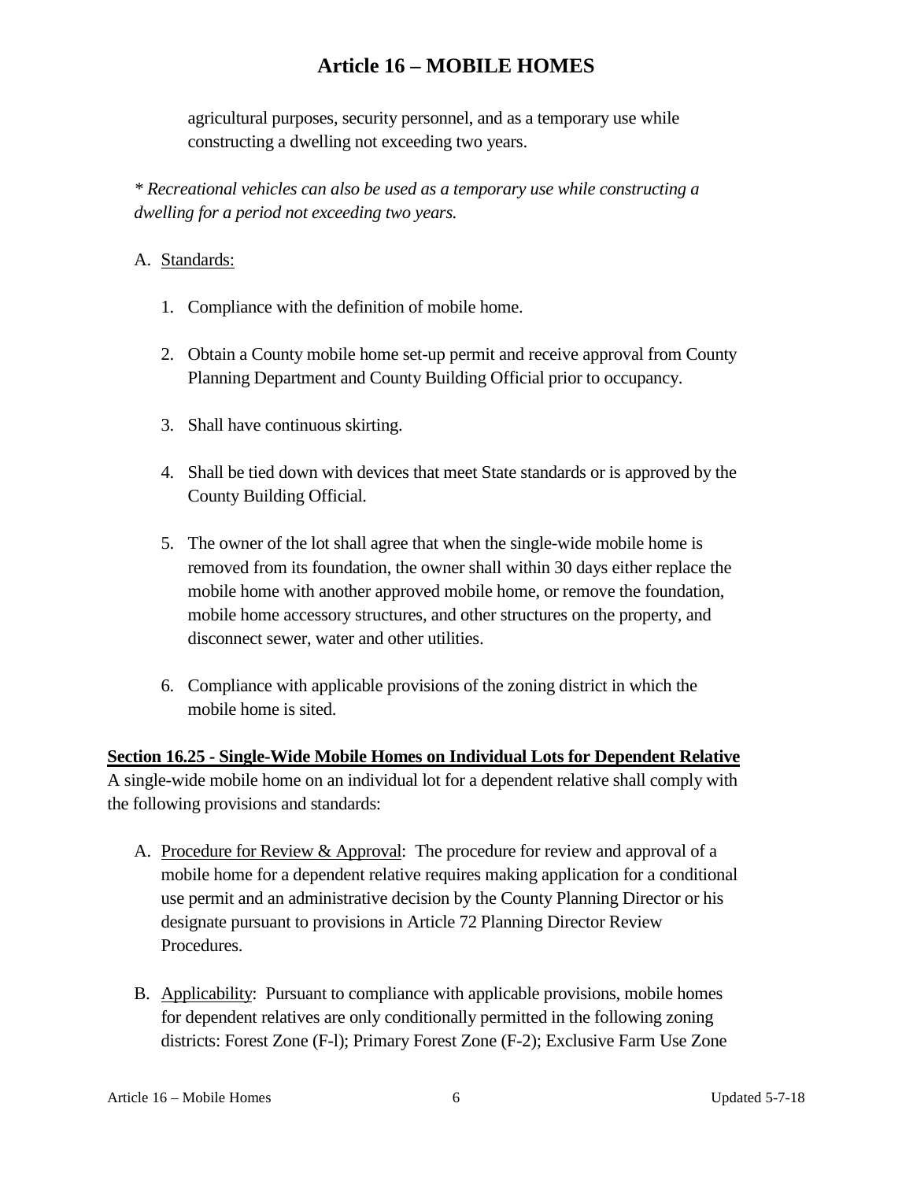agricultural purposes, security personnel, and as a temporary use while constructing a dwelling not exceeding two years.

*\* Recreational vehicles can also be used as a temporary use while constructing a dwelling for a period not exceeding two years.*

A. Standards:

1. Compliance with the definition of mobile home.

2. Obtain a County mobile home set-up permit and receive approval from County Planning Department and County Building Official prior to occupancy.

3. Shall have continuous skirting.

4. Shall be tied down with devices that meet State standards or is approved by the County Building Official.

5. The owner of the lot shall agree that when the single-wide mobile home is removed from its foundation, the owner shall within 30 days either replace the mobile home with another approved mobile home, or remove the foundation, mobile home accessory structures, and other structures on the property, and disconnect sewer, water and other utilities.

6. Compliance with applicable provisions of the zoning district in which the mobile home is sited.

**Section 16.25 - Single-Wide Mobile Homes on Individual Lots for Dependent Relative**

A single-wide mobile home on an individual lot for a dependent relative shall comply with the following provisions and standards:

A. Procedure for Review & Approval: The procedure for review and approval of a mobile home for a dependent relative requires making application for a conditional use permit and an administrative decision by the County Planning Director or his designate pursuant to provisions in Article 72 Planning Director Review Procedures.

B. Applicability: Pursuant to compliance with applicable provisions, mobile homes for dependent relatives are only conditionally permitted in the following zoning districts: Forest Zone (F-l); Primary Forest Zone (F-2); Exclusive Farm Use Zone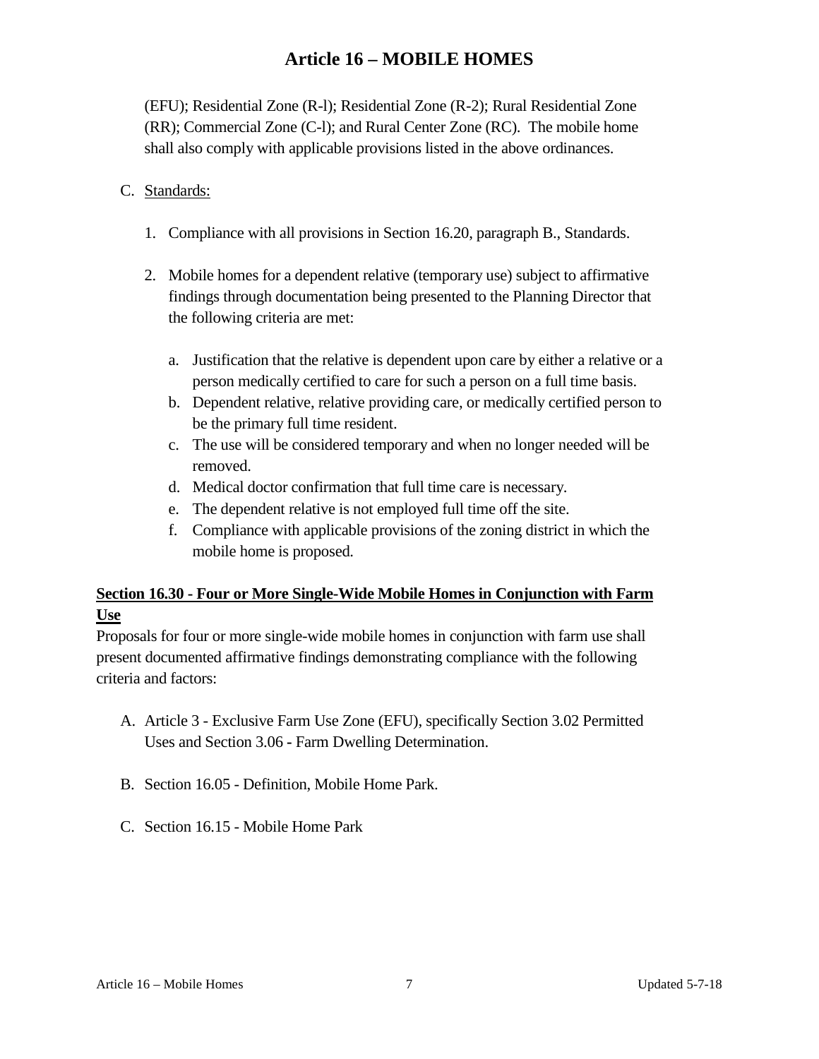(EFU); Residential Zone (R-l); Residential Zone (R-2); Rural Residential Zone (RR); Commercial Zone (C-l); and Rural Center Zone (RC). The mobile home shall also comply with applicable provisions listed in the above ordinances.

C. Standards:

1. Compliance with all provisions in Section 16.20, paragraph B., Standards.

2. Mobile homes for a dependent relative (temporary use) subject to affirmative findings through documentation being presented to the Planning Director that the following criteria are met:

   a. Justification that the relative is dependent upon care by either a relative or a person medically certified to care for such a person on a full time basis.
   b. Dependent relative, relative providing care, or medically certified person to be the primary full time resident.
   c. The use will be considered temporary and when no longer needed will be removed.
   d. Medical doctor confirmation that full time care is necessary.
   e. The dependent relative is not employed full time off the site.
   f. Compliance with applicable provisions of the zoning district in which the mobile home is proposed.

**Section 16.30 - Four or More Single-Wide Mobile Homes in Conjunction with Farm Use**

Proposals for four or more single-wide mobile homes in conjunction with farm use shall present documented affirmative findings demonstrating compliance with the following criteria and factors:

A. Article 3 - Exclusive Farm Use Zone (EFU), specifically Section 3.02 Permitted Uses and Section 3.06 - Farm Dwelling Determination.

B. Section 16.05 - Definition, Mobile Home Park.

C. Section 16.15 - Mobile Home Park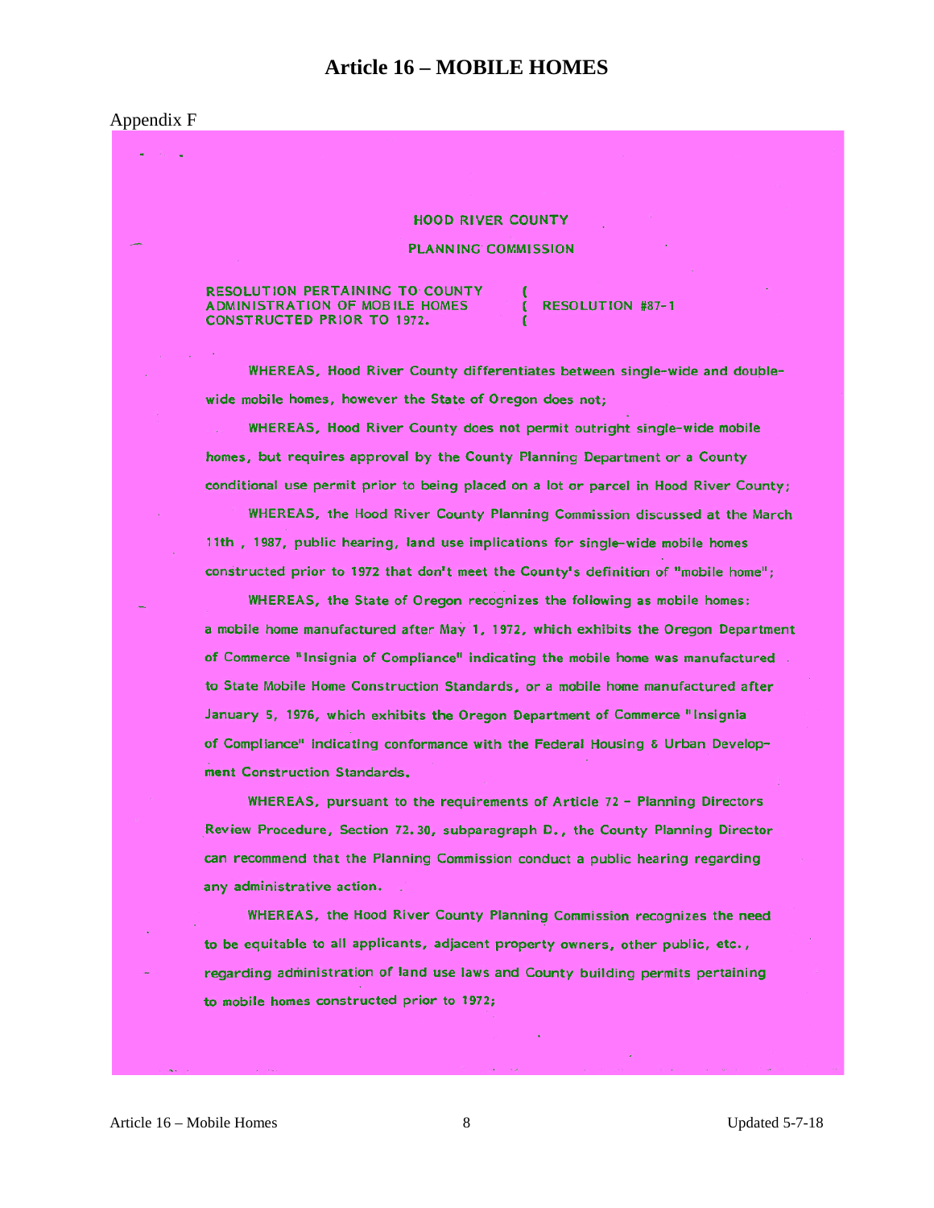Appendix F

HOOD RIVER COUNTY

PLANNING COMMISSION

RESOLUTION PERTAINING TO COUNTY ADMINISTRATION OF MOBILE HOMES CONSTRUCTED PRIOR TO 1972. ( RESOLUTION #87-1

WHEREAS, Hood River County differentiates between single-wide and double-wide mobile homes, however the State of Oregon does not;

WHEREAS, Hood River County does not permit outright single-wide mobile homes, but requires approval by the County Planning Department or a County conditional use permit prior to being placed on a lot or parcel in Hood River County;

WHEREAS, the Hood River County Planning Commission discussed at the March 11th , 1987, public hearing, land use implications for single-wide mobile homes constructed prior to 1972 that don't meet the County's definition of "mobile home";

WHEREAS, the State of Oregon recognizes the following as mobile homes: a mobile home manufactured after May 1, 1972, which exhibits the Oregon Department of Commerce "Insignia of Compliance" indicating the mobile home was manufactured to State Mobile Home Construction Standards, or a mobile home manufactured after January 5, 1976, which exhibits the Oregon Department of Commerce "Insignia of Compliance" indicating conformance with the Federal Housing & Urban Development Construction Standards.

WHEREAS, pursuant to the requirements of Article 72 - Planning Directors Review Procedure, Section 72.30, subparagraph D., the County Planning Director can recommend that the Planning Commission conduct a public hearing regarding any administrative action.

WHEREAS, the Hood River County Planning Commission recognizes the need to be equitable to all applicants, adjacent property owners, other public, etc., regarding administration of land use laws and County building permits pertaining to mobile homes constructed prior to 1972;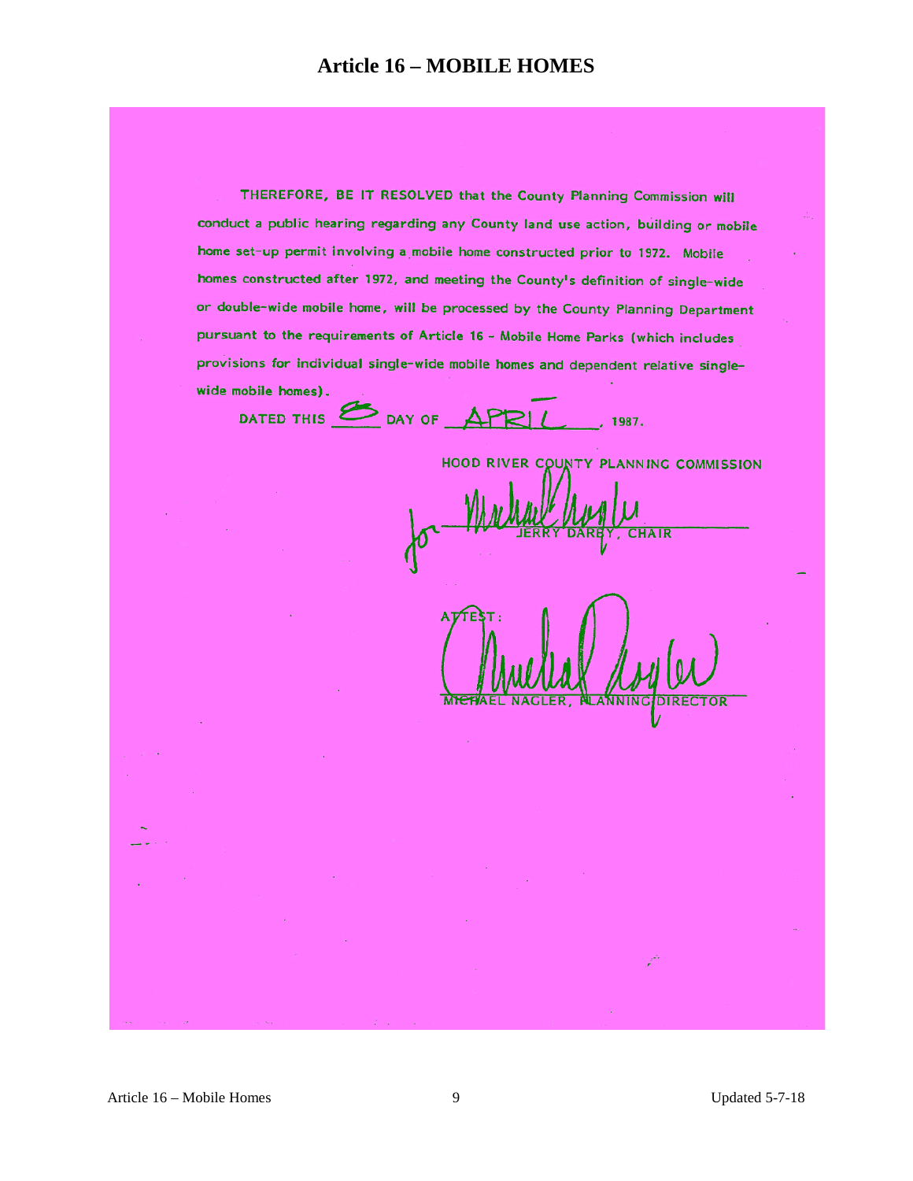THEREFORE, BE IT RESOLVED that the County Planning Commission will conduct a public hearing regarding any County land use action, building or mobile home set-up permit involving a mobile home constructed prior to 1972. Mobile homes constructed after 1972, and meeting the County's definition of single-wide or double-wide mobile home, will be processed by the County Planning Department pursuant to the requirements of Article 16 - Mobile Home Parks (which includes provisions for individual single-wide mobile homes and dependent relative single-wide mobile homes).

DATED THIS 8 DAY OF APRIL, 1987.

HOOD RIVER COUNTY PLANNING COMMISSION

for Michael Nagler

JERRY DARBY, CHAIR

ATTEST:

Michael Nagler

MICHAEL NAGLER, PLANNING DIRECTOR